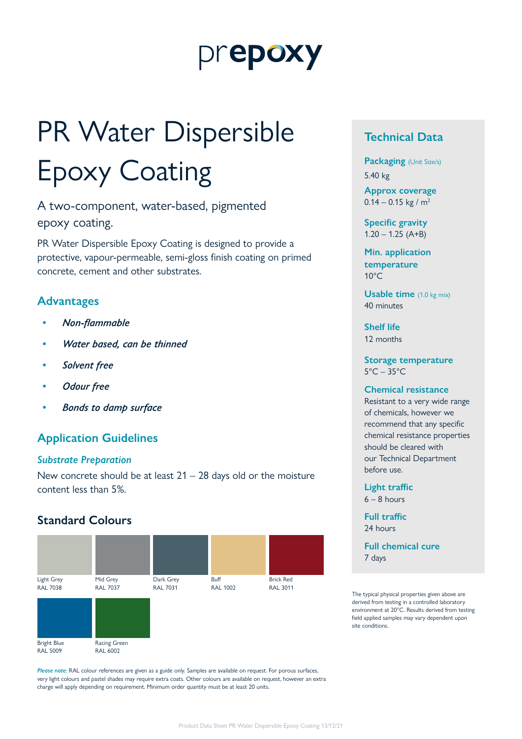prepoxy

# PR Water Dispersible Epoxy Coating

A two-component, water-based, pigmented epoxy coating.

PR Water Dispersible Epoxy Coating is designed to provide a protective, vapour-permeable, semi-gloss finish coating on primed concrete, cement and other substrates.

## Advantages

- *Non-flammable*
- *Water based, can be thinned*
- *Solvent free*
- *Odour free*
- *Bonds to damp surface*

## Application Guidelines

### *Substrate Preparation*

New concrete should be at least 21 – 28 days old or the moisture content less than 5%.

## Standard Colours

| Colour | RAL |
|---|---|
| Light Grey | RAL 7038 |
| Mid Grey | RAL 7037 |
| Dark Grey | RAL 7031 |
| Buff | RAL 1002 |
| Brick Red | RAL 3011 |
| Bright Blue | RAL 5009 |
| Racing Green | RAL 6002 |

***Please note:*** RAL colour references are given as a guide only. Samples are available on request. For porous surfaces, very light colours and pastel shades may require extra coats. Other colours are available on request, however an extra charge will apply depending on requirement. Minimum order quantity must be at least 20 units.

## Technical Data

**Packaging** (Unit Size/s)
5.40 kg

**Approx coverage**
0.14 – 0.15 kg / m²

**Specific gravity**
1.20 – 1.25 (A+B)

**Min. application temperature**
10°C

**Usable time** (1.0 kg mix)
40 minutes

**Shelf life**
12 months

**Storage temperature**
5°C – 35°C

**Chemical resistance**
Resistant to a very wide range of chemicals, however we recommend that any specific chemical resistance properties should be cleared with our Technical Department before use.

**Light traffic**
6 – 8 hours

**Full traffic**
24 hours

**Full chemical cure**
7 days

The typical physical properties given above are derived from testing in a controlled laboratory environment at 20°C. Results derived from testing field applied samples may vary dependent upon site conditions.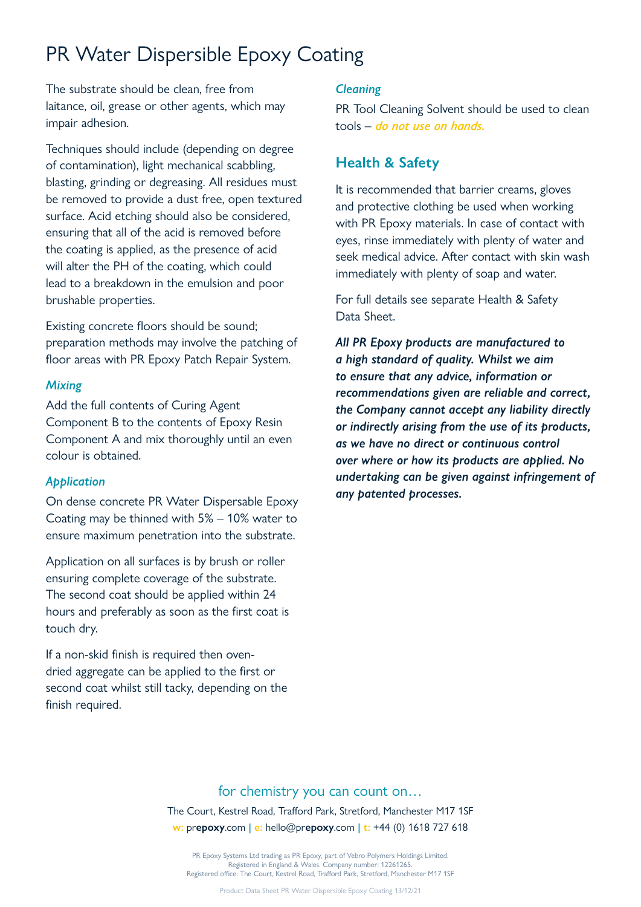# PR Water Dispersible Epoxy Coating

The substrate should be clean, free from laitance, oil, grease or other agents, which may impair adhesion.

Techniques should include (depending on degree of contamination), light mechanical scabbling, blasting, grinding or degreasing. All residues must be removed to provide a dust free, open textured surface. Acid etching should also be considered, ensuring that all of the acid is removed before the coating is applied, as the presence of acid will alter the PH of the coating, which could lead to a breakdown in the emulsion and poor brushable properties.

Existing concrete floors should be sound; preparation methods may involve the patching of floor areas with PR Epoxy Patch Repair System.

### *Mixing*

Add the full contents of Curing Agent Component B to the contents of Epoxy Resin Component A and mix thoroughly until an even colour is obtained.

### *Application*

On dense concrete PR Water Dispersable Epoxy Coating may be thinned with 5% – 10% water to ensure maximum penetration into the substrate.

Application on all surfaces is by brush or roller ensuring complete coverage of the substrate. The second coat should be applied within 24 hours and preferably as soon as the first coat is touch dry.

If a non-skid finish is required then oven-dried aggregate can be applied to the first or second coat whilst still tacky, depending on the finish required.

### *Cleaning*

PR Tool Cleaning Solvent should be used to clean tools – *do not use on hands.*

## Health & Safety

It is recommended that barrier creams, gloves and protective clothing be used when working with PR Epoxy materials. In case of contact with eyes, rinse immediately with plenty of water and seek medical advice. After contact with skin wash immediately with plenty of soap and water.

For full details see separate Health & Safety Data Sheet.

***All PR Epoxy products are manufactured to a high standard of quality. Whilst we aim to ensure that any advice, information or recommendations given are reliable and correct, the Company cannot accept any liability directly or indirectly arising from the use of its products, as we have no direct or continuous control over where or how its products are applied. No undertaking can be given against infringement of any patented processes.***

for chemistry you can count on…

The Court, Kestrel Road, Trafford Park, Stretford, Manchester M17 1SF

w: pr**epoxy**.com | e: hello@pr**epoxy**.com | t: +44 (0) 1618 727 618

PR Epoxy Systems Ltd trading as PR Epoxy, part of Vebro Polymers Holdings Limited.
Registered in England & Wales. Company number: 12261265.
Registered office: The Court, Kestrel Road, Trafford Park, Stretford, Manchester M17 1SF

Product Data Sheet PR Water Dispersible Epoxy Coating 13/12/21